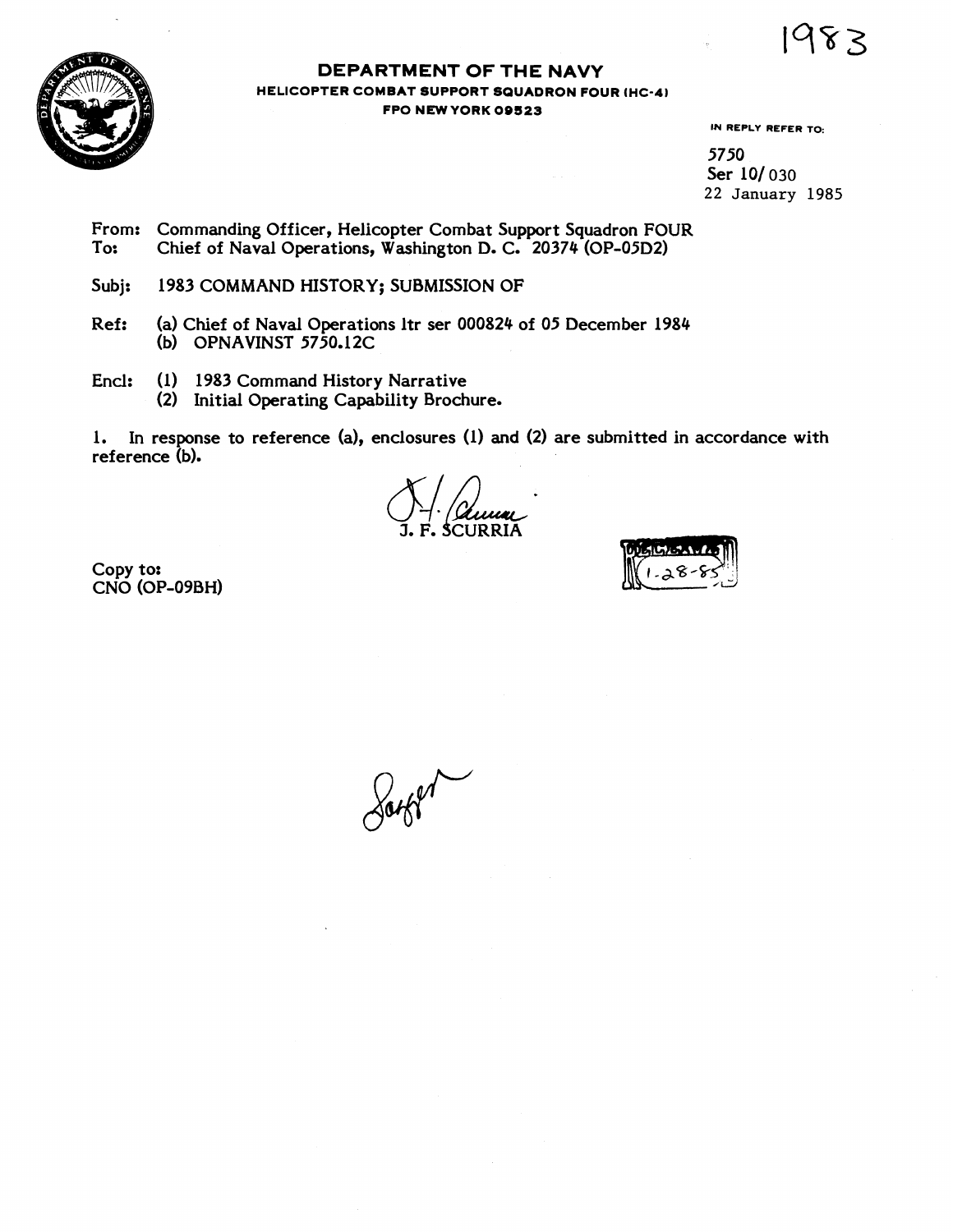1983

# DEPARTMENT OF THE NAVY

**HELICOPTER COMBAT SUPPORT SQUADRON FOUR (HC-4)**
**FPO NEW YORK 09523**

IN REPLY REFER TO:

5750
Ser 10/030
22 January 1985

From: Commanding Officer, Helicopter Combat Support Squadron FOUR
To: Chief of Naval Operations, Washington D. C. 20374 (OP-05D2)

Subj: 1983 COMMAND HISTORY; SUBMISSION OF

Ref: (a) Chief of Naval Operations ltr ser 000824 of 05 December 1984
(b) OPNAVINST 5750.12C

Encl: (1) 1983 Command History Narrative
(2) Initial Operating Capability Brochure.

1. In response to reference (a), enclosures (1) and (2) are submitted in accordance with reference (b).

J. F. SCURRIA

Copy to:
CNO (OP-09BH)

1-28-85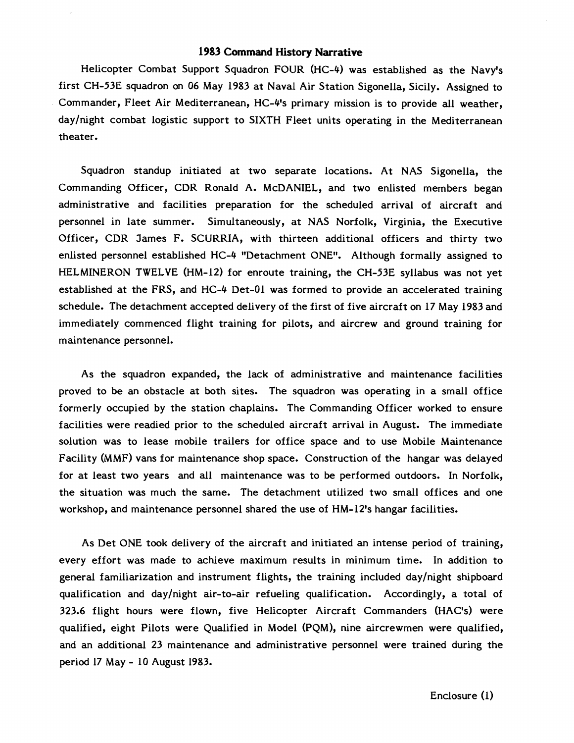# 1983 Command History Narrative

Helicopter Combat Support Squadron FOUR (HC-4) was established as the Navy's first CH-53E squadron on 06 May 1983 at Naval Air Station Sigonella, Sicily. Assigned to Commander, Fleet Air Mediterranean, HC-4's primary mission is to provide all weather, day/night combat logistic support to SIXTH Fleet units operating in the Mediterranean theater.

Squadron standup initiated at two separate locations. At NAS Sigonella, the Commanding Officer, CDR Ronald A. McDANIEL, and two enlisted members began administrative and facilities preparation for the scheduled arrival of aircraft and personnel in late summer. Simultaneously, at NAS Norfolk, Virginia, the Executive Officer, CDR James F. SCURRIA, with thirteen additional officers and thirty two enlisted personnel established HC-4 "Detachment ONE". Although formally assigned to HELMINERON TWELVE (HM-12) for enroute training, the CH-53E syllabus was not yet established at the FRS, and HC-4 Det-01 was formed to provide an accelerated training schedule. The detachment accepted delivery of the first of five aircraft on 17 May 1983 and immediately commenced flight training for pilots, and aircrew and ground training for maintenance personnel.

As the squadron expanded, the lack of administrative and maintenance facilities proved to be an obstacle at both sites. The squadron was operating in a small office formerly occupied by the station chaplains. The Commanding Officer worked to ensure facilities were readied prior to the scheduled aircraft arrival in August. The immediate solution was to lease mobile trailers for office space and to use Mobile Maintenance Facility (MMF) vans for maintenance shop space. Construction of the hangar was delayed for at least two years and all maintenance was to be performed outdoors. In Norfolk, the situation was much the same. The detachment utilized two small offices and one workshop, and maintenance personnel shared the use of HM-12's hangar facilities.

As Det ONE took delivery of the aircraft and initiated an intense period of training, every effort was made to achieve maximum results in minimum time. In addition to general familiarization and instrument flights, the training included day/night shipboard qualification and day/night air-to-air refueling qualification. Accordingly, a total of 323.6 flight hours were flown, five Helicopter Aircraft Commanders (HAC's) were qualified, eight Pilots were Qualified in Model (PQM), nine aircrewmen were qualified, and an additional 23 maintenance and administrative personnel were trained during the period 17 May - 10 August 1983.

Enclosure (1)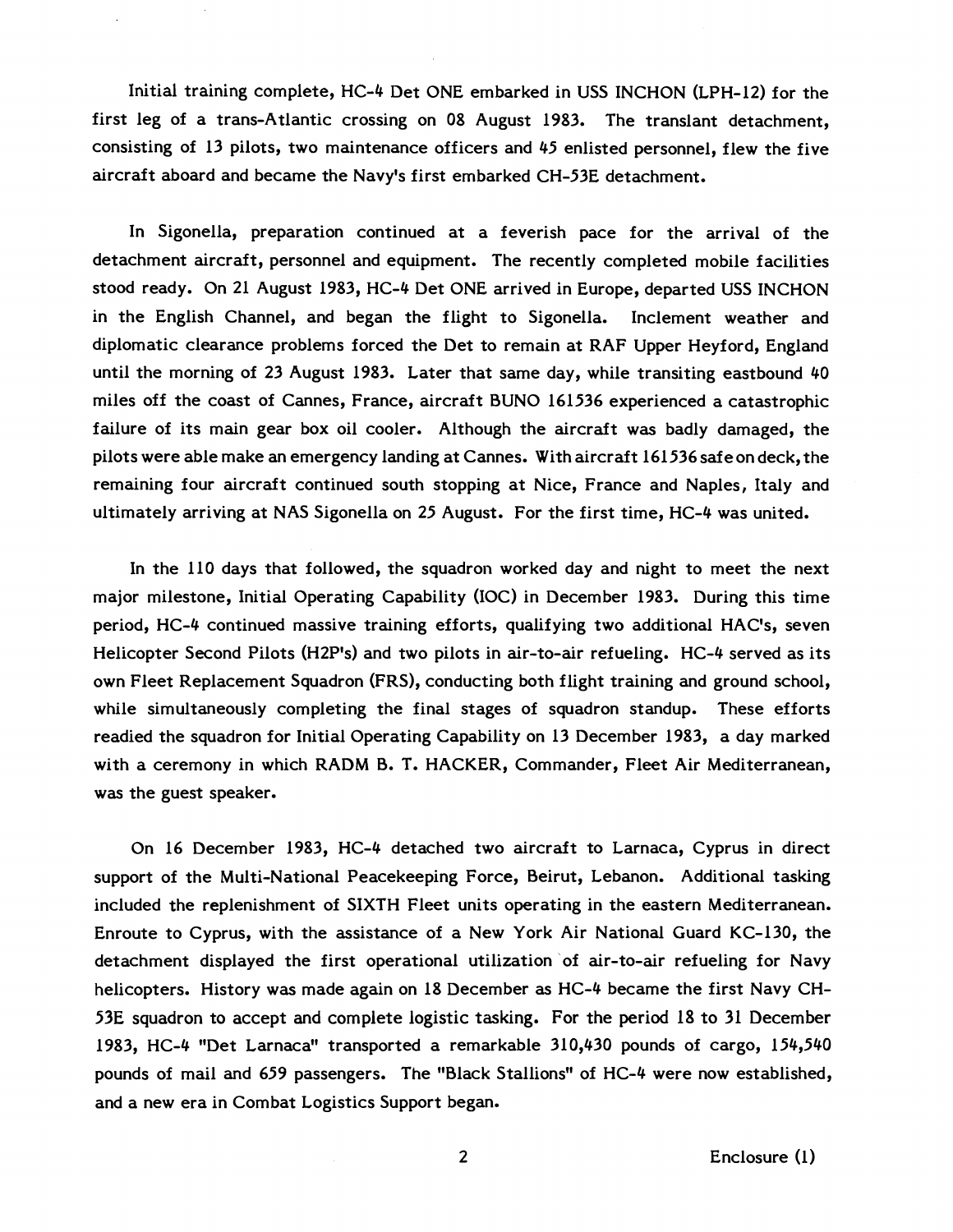Initial training complete, HC-4 Det ONE embarked in USS INCHON (LPH-12) for the first leg of a trans-Atlantic crossing on 08 August 1983. The translant detachment, consisting of 13 pilots, two maintenance officers and 45 enlisted personnel, flew the five aircraft aboard and became the Navy's first embarked CH-53E detachment.

In Sigonella, preparation continued at a feverish pace for the arrival of the detachment aircraft, personnel and equipment. The recently completed mobile facilities stood ready. On 21 August 1983, HC-4 Det ONE arrived in Europe, departed USS INCHON in the English Channel, and began the flight to Sigonella. Inclement weather and diplomatic clearance problems forced the Det to remain at RAF Upper Heyford, England until the morning of 23 August 1983. Later that same day, while transiting eastbound 40 miles off the coast of Cannes, France, aircraft BUNO 161536 experienced a catastrophic failure of its main gear box oil cooler. Although the aircraft was badly damaged, the pilots were able make an emergency landing at Cannes. With aircraft 161536 safe on deck, the remaining four aircraft continued south stopping at Nice, France and Naples, Italy and ultimately arriving at NAS Sigonella on 25 August. For the first time, HC-4 was united.

In the 110 days that followed, the squadron worked day and night to meet the next major milestone, Initial Operating Capability (IOC) in December 1983. During this time period, HC-4 continued massive training efforts, qualifying two additional HAC's, seven Helicopter Second Pilots (H2P's) and two pilots in air-to-air refueling. HC-4 served as its own Fleet Replacement Squadron (FRS), conducting both flight training and ground school, while simultaneously completing the final stages of squadron standup. These efforts readied the squadron for Initial Operating Capability on 13 December 1983, a day marked with a ceremony in which RADM B. T. HACKER, Commander, Fleet Air Mediterranean, was the guest speaker.

On 16 December 1983, HC-4 detached two aircraft to Larnaca, Cyprus in direct support of the Multi-National Peacekeeping Force, Beirut, Lebanon. Additional tasking included the replenishment of SIXTH Fleet units operating in the eastern Mediterranean. Enroute to Cyprus, with the assistance of a New York Air National Guard KC-130, the detachment displayed the first operational utilization of air-to-air refueling for Navy helicopters. History was made again on 18 December as HC-4 became the first Navy CH-53E squadron to accept and complete logistic tasking. For the period 18 to 31 December 1983, HC-4 "Det Larnaca" transported a remarkable 310,430 pounds of cargo, 154,540 pounds of mail and 659 passengers. The "Black Stallions" of HC-4 were now established, and a new era in Combat Logistics Support began.

Enclosure (1)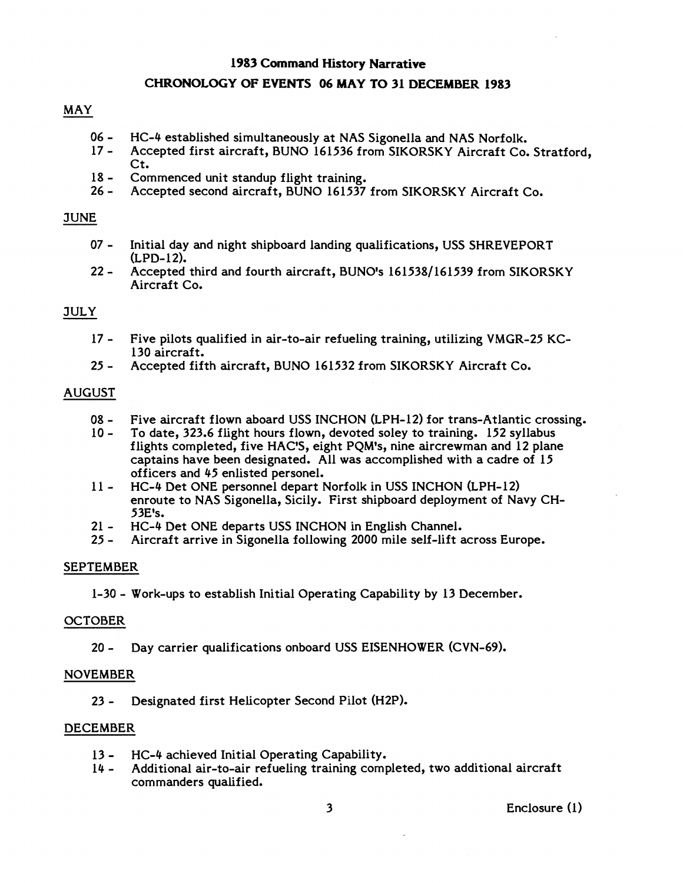# 1983 Command History Narrative

## CHRONOLOGY OF EVENTS 06 MAY TO 31 DECEMBER 1983

### MAY

- 06 - HC-4 established simultaneously at NAS Sigonella and NAS Norfolk.
- 17 - Accepted first aircraft, BUNO 161536 from SIKORSKY Aircraft Co. Stratford, Ct.
- 18 - Commenced unit standup flight training.
- 26 - Accepted second aircraft, BUNO 161537 from SIKORSKY Aircraft Co.

### JUNE

- 07 - Initial day and night shipboard landing qualifications, USS SHREVEPORT (LPD-12).
- 22 - Accepted third and fourth aircraft, BUNO's 161538/161539 from SIKORSKY Aircraft Co.

### JULY

- 17 - Five pilots qualified in air-to-air refueling training, utilizing VMGR-25 KC-130 aircraft.
- 25 - Accepted fifth aircraft, BUNO 161532 from SIKORSKY Aircraft Co.

### AUGUST

- 08 - Five aircraft flown aboard USS INCHON (LPH-12) for trans-Atlantic crossing.
- 10 - To date, 323.6 flight hours flown, devoted soley to training. 152 syllabus flights completed, five HAC'S, eight PQM's, nine aircrewman and 12 plane captains have been designated. All was accomplished with a cadre of 15 officers and 45 enlisted personel.
- 11 - HC-4 Det ONE personnel depart Norfolk in USS INCHON (LPH-12) enroute to NAS Sigonella, Sicily. First shipboard deployment of Navy CH-53E's.
- 21 - HC-4 Det ONE departs USS INCHON in English Channel.
- 25 - Aircraft arrive in Sigonella following 2000 mile self-lift across Europe.

### SEPTEMBER

- 1-30 - Work-ups to establish Initial Operating Capability by 13 December.

### OCTOBER

- 20 - Day carrier qualifications onboard USS EISENHOWER (CVN-69).

### NOVEMBER

- 23 - Designated first Helicopter Second Pilot (H2P).

### DECEMBER

- 13 - HC-4 achieved Initial Operating Capability.
- 14 - Additional air-to-air refueling training completed, two additional aircraft commanders qualified.

Enclosure (1)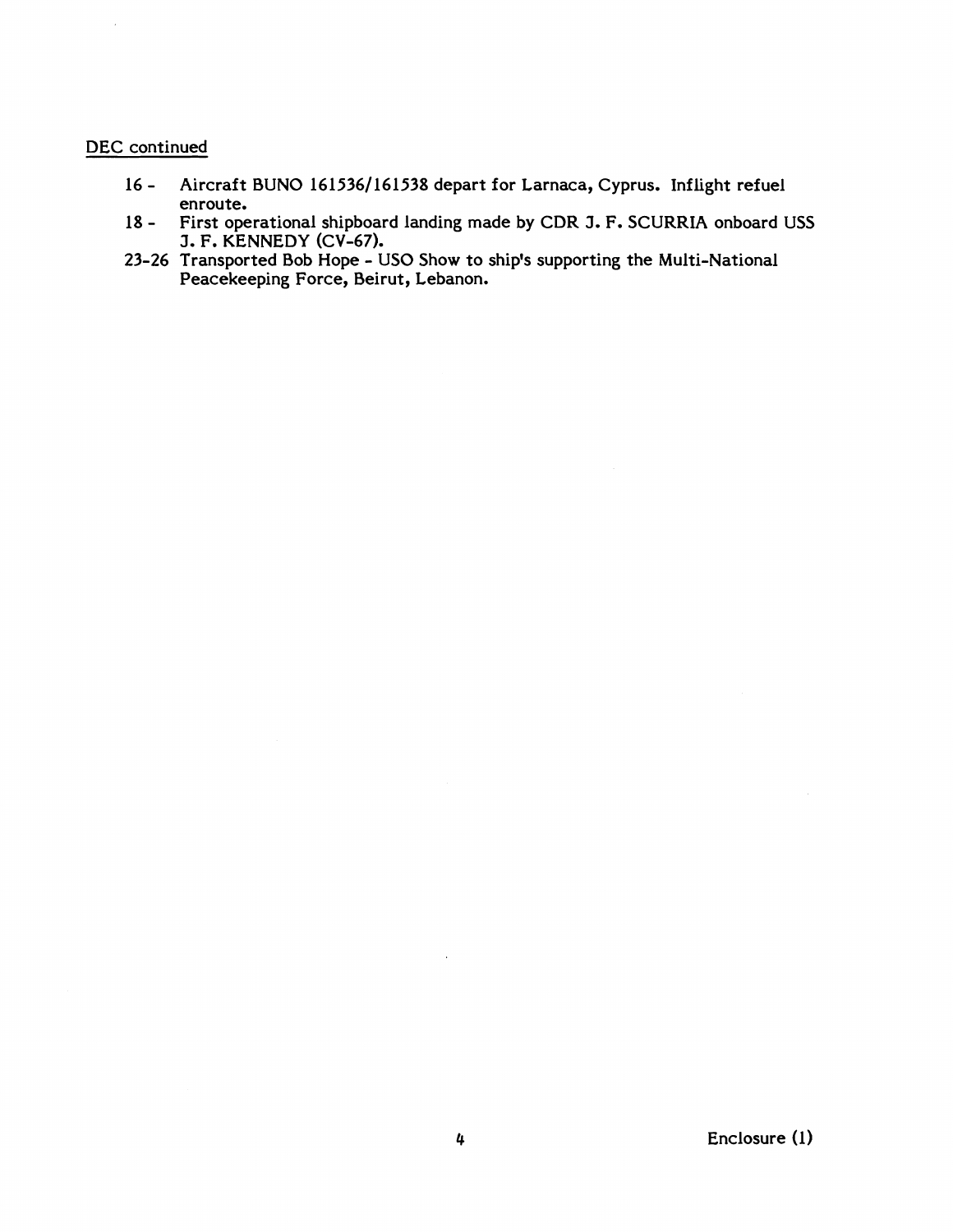DEC continued

- 16 - Aircraft BUNO 161536/161538 depart for Larnaca, Cyprus. Inflight refuel enroute.
- 18 - First operational shipboard landing made by CDR J. F. SCURRIA onboard USS J. F. KENNEDY (CV-67).
- 23-26 Transported Bob Hope - USO Show to ship's supporting the Multi-National Peacekeeping Force, Beirut, Lebanon.

Enclosure (1)